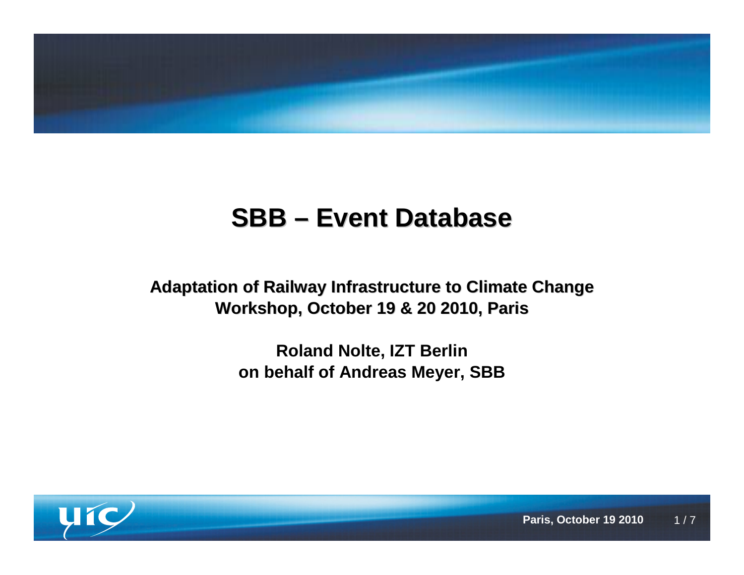# SBB – Event Database

**Adaptation of Railway Infrastructure to Climate Change**
**Workshop, October 19 & 20 2010, Paris**

**Roland Nolte, IZT Berlin**
**on behalf of Andreas Meyer, SBB**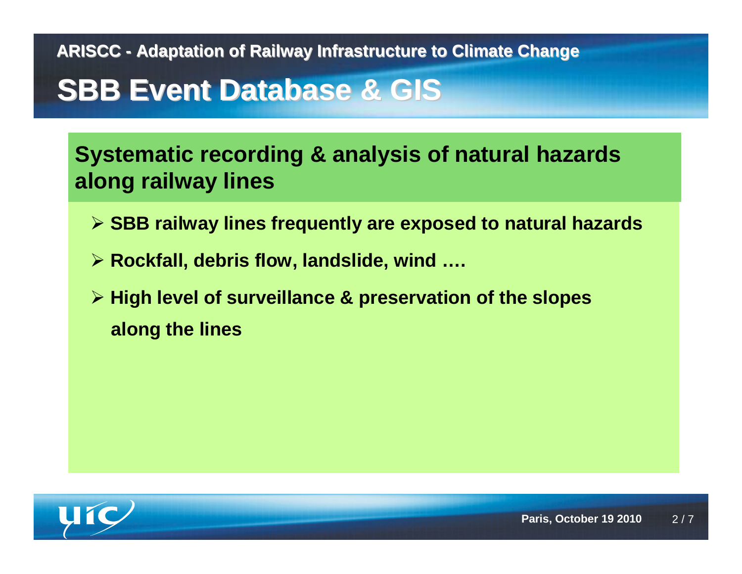ARISCC - Adaptation of Railway Infrastructure to Climate Change

# SBB Event Database & GIS

## Systematic recording & analysis of natural hazards along railway lines

- SBB railway lines frequently are exposed to natural hazards
- Rockfall, debris flow, landslide, wind ….
- High level of surveillance & preservation of the slopes along the lines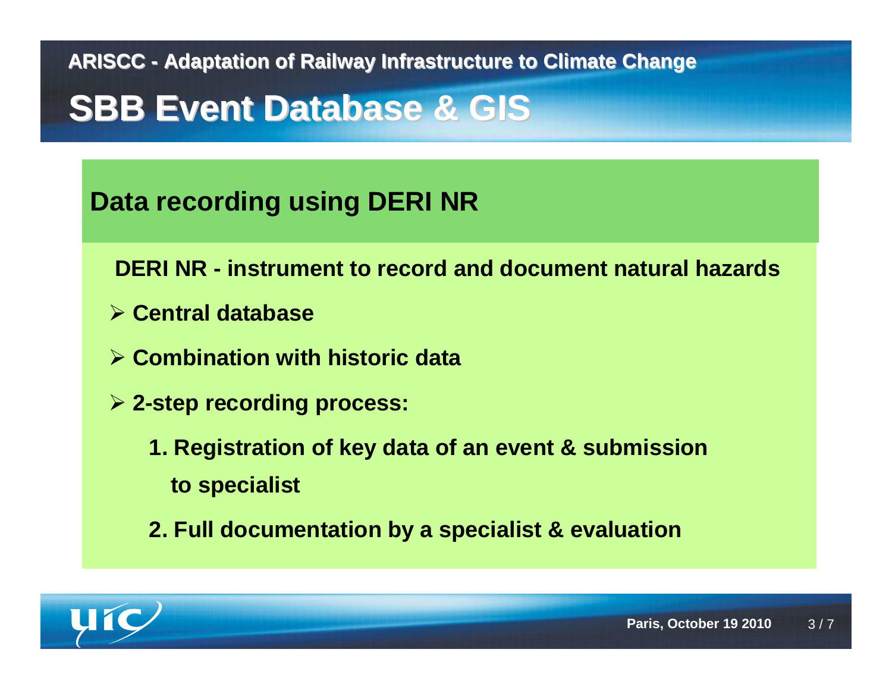ARISCC - Adaptation of Railway Infrastructure to Climate Change

# SBB Event Database & GIS

## Data recording using DERI NR

**DERI NR - instrument to record and document natural hazards**

- **Central database**
- **Combination with historic data**
- **2-step recording process:**
  1. **Registration of key data of an event & submission to specialist**
  2. **Full documentation by a specialist & evaluation**

Paris, October 19 2010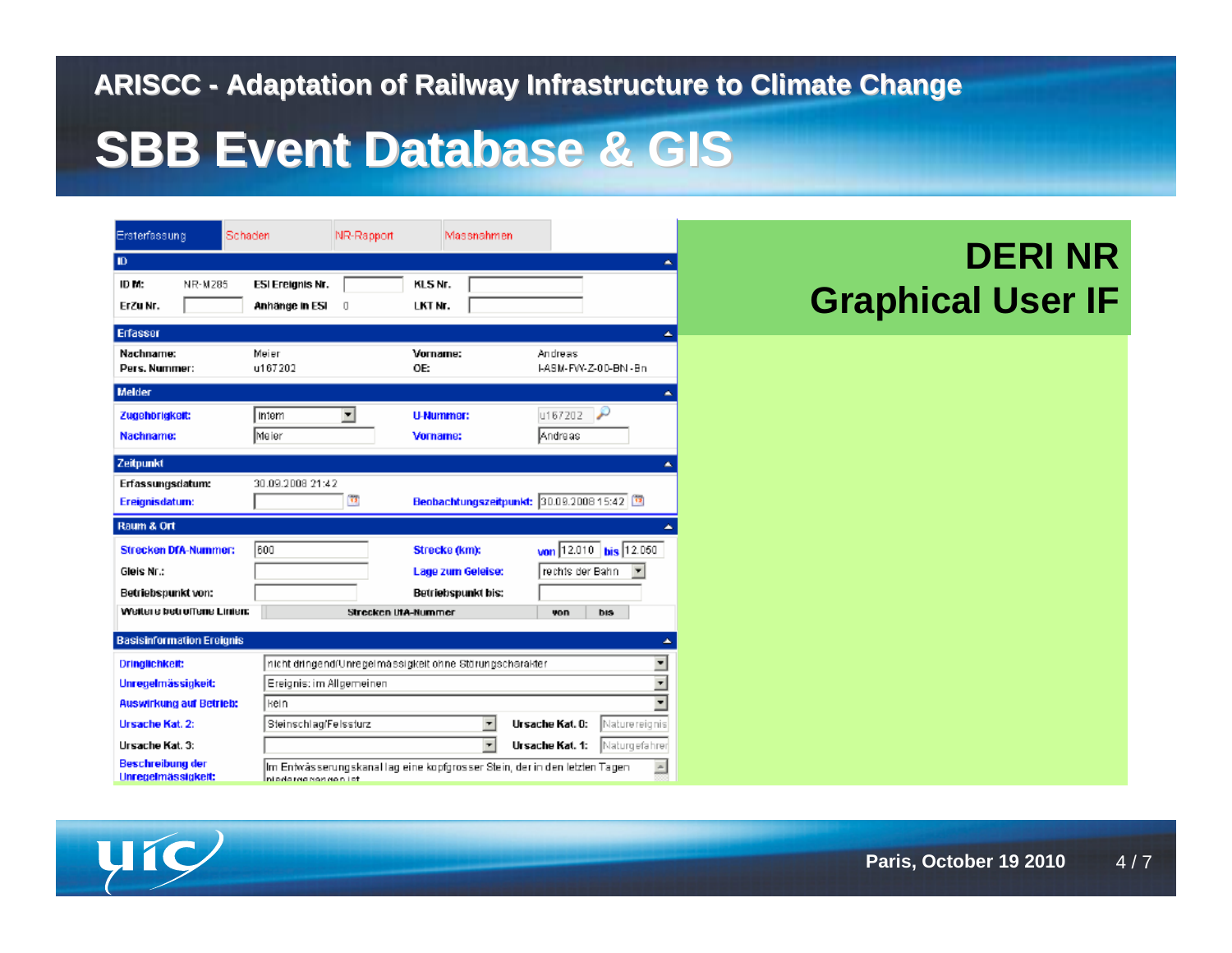## ARISCC - Adaptation of Railway Infrastructure to Climate Change

# SBB Event Database & GIS

Ersterfassung | Schaden | NR-Rapport | Massnahmen

**ID**

| | | | | | |
|---|---|---|---|---|---|
| ID M: | NR-M285 | ESI Ereignis Nr. | | KLS Nr. | |
| ErZu Nr. | | Anhänge in ESI | 0 | LKT Nr. | |

**Erfasser**

| | | | |
|---|---|---|---|
| Nachname: | Meier | Vorname: | Andreas |
| Pers. Nummer: | u167202 | OE: | I-ASM-FW-Z-00-BN-Bn |

**Melder**

| | | | |
|---|---|---|---|
| Zugehörigkeit: | Intern | U-Nummer: | u167202 |
| Nachname: | Meier | Vorname: | Andreas |

**Zeitpunkt**

| | | | |
|---|---|---|---|
| Erfassungsdatum: | 30.09.2008 21:42 | | |
| Ereignisdatum: | | Beobachtungszeitpunkt: | 30.09.2008 15:42 |

**Raum & Ort**

| | | | |
|---|---|---|---|
| Strecken DfA-Nummer: | 600 | Strecke (km): | von 12.010 bis 12.050 |
| Gleis Nr.: | | Lage zum Geleise: | rechts der Bahn |
| Betriebspunkt von: | | Betriebspunkt bis: | |
| Weitere betroffene Linien: | Strecken DfA-Nummer | von | bis |

**Basisinformation Ereignis**

| | | | |
|---|---|---|---|
| Dringlichkeit: | nicht dringend/Unregelmässigkeit ohne Störungscharakter | | |
| Unregelmässigkeit: | Ereignis: im Allgemeinen | | |
| Auswirkung auf Betrieb: | Kein | | |
| Ursache Kat. 2: | Steinschlag/Felssturz | Ursache Kat. 0: | Naturereignis |
| Ursache Kat. 3: | | Ursache Kat. 1: | Naturgefahren |
| Beschreibung der Unregelmässigkeit: | Im Entwässerungskanal lag eine kopfgrosser Stein, der in den letzten Tagen niedergegangen ist | | |

## DERI NR Graphical User IF

Paris, October 19 2010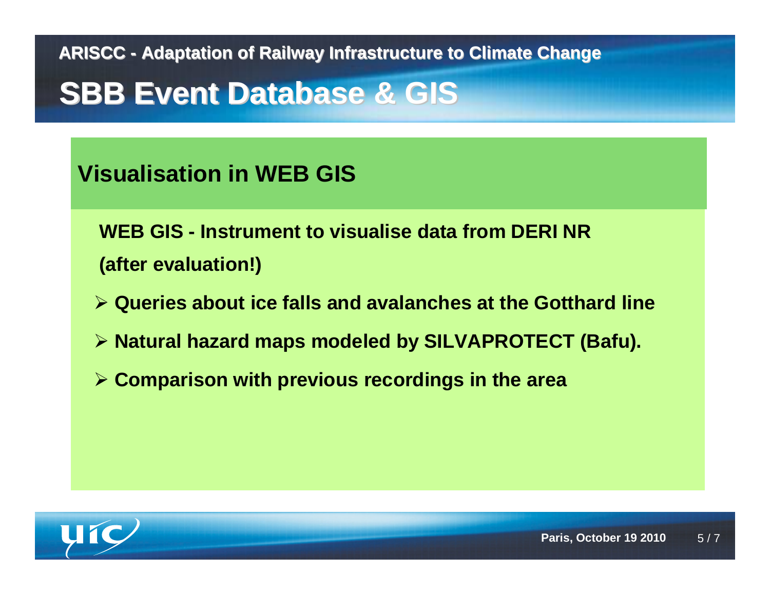ARISCC - Adaptation of Railway Infrastructure to Climate Change

# SBB Event Database & GIS

## Visualisation in WEB GIS

**WEB GIS - Instrument to visualise data from DERI NR**

**(after evaluation!)**

- **Queries about ice falls and avalanches at the Gotthard line**
- **Natural hazard maps modeled by SILVAPROTECT (Bafu).**
- **Comparison with previous recordings in the area**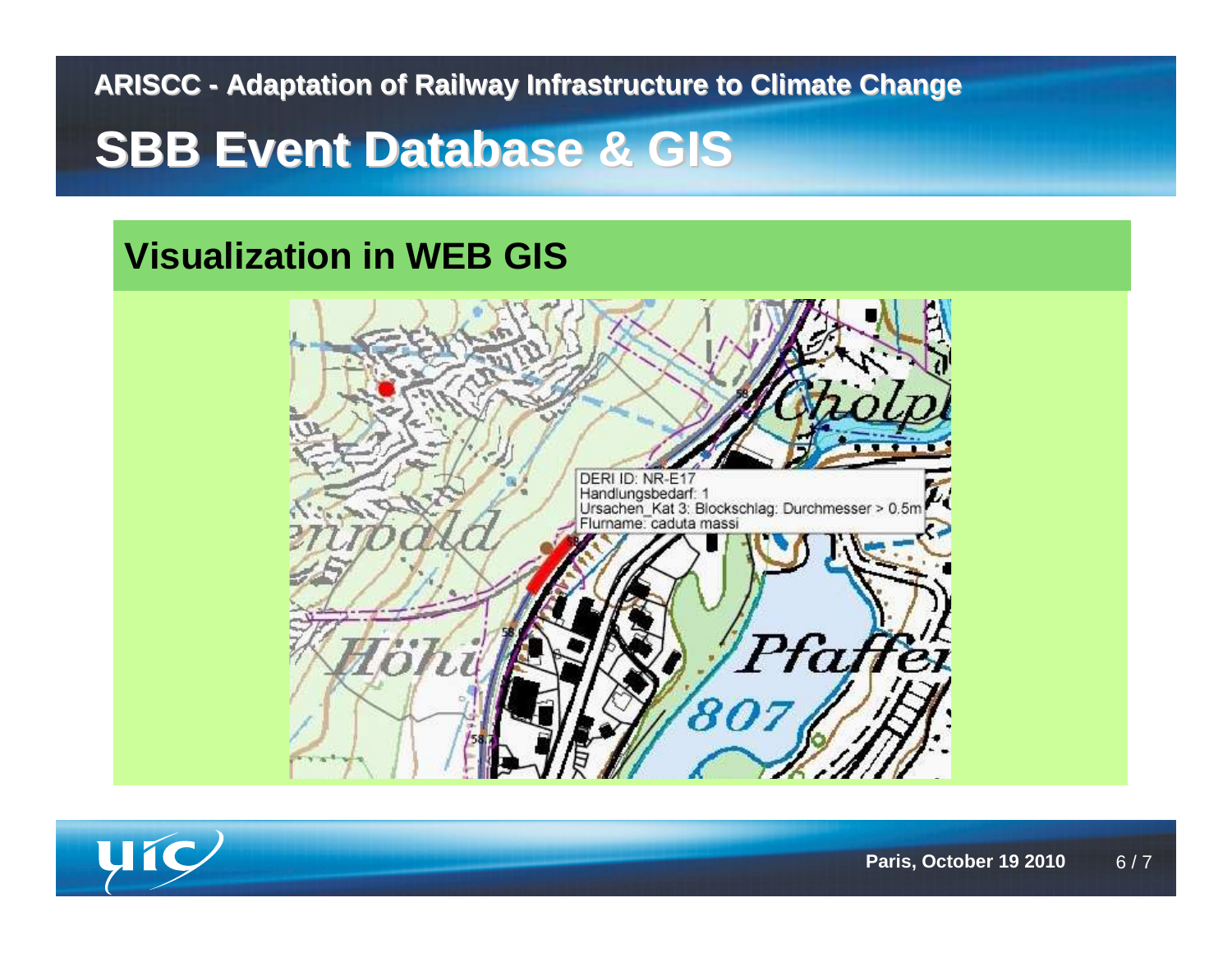ARISCC - Adaptation of Railway Infrastructure to Climate Change

# SBB Event Database & GIS

## Visualization in WEB GIS

DERI ID: NR-E17
Handlungsbedarf: 1
Ursachen_Kat 3: Blockschlag: Durchmesser > 0.5m
Flurname: caduta massi

Paris, October 19 2010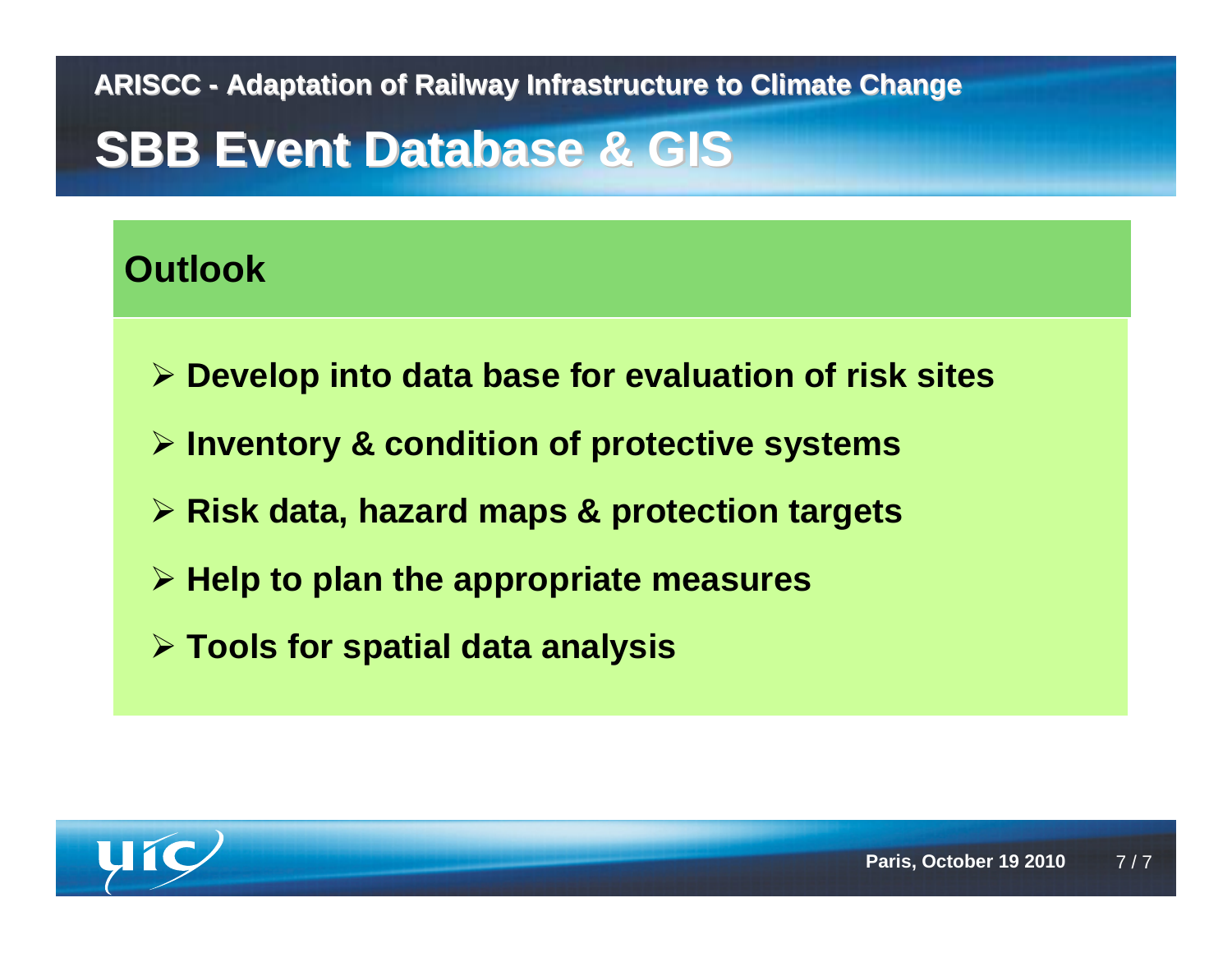ARISCC - Adaptation of Railway Infrastructure to Climate Change

# SBB Event Database & GIS

## Outlook

- Develop into data base for evaluation of risk sites
- Inventory & condition of protective systems
- Risk data, hazard maps & protection targets
- Help to plan the appropriate measures
- Tools for spatial data analysis

Paris, October 19 2010